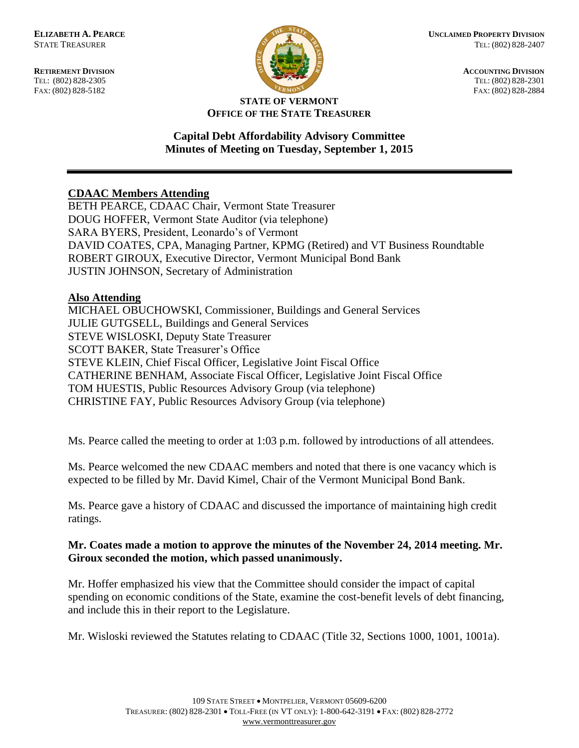**ELIZABETH A. PEARCE**
STATE TREASURER

**RETIREMENT DIVISION**
TEL: (802) 828-2305
FAX: (802) 828-5182

**UNCLAIMED PROPERTY DIVISION**
TEL: (802) 828-2407

**ACCOUNTING DIVISION**
TEL: (802) 828-2301
FAX: (802) 828-2884

**STATE OF VERMONT**
**OFFICE OF THE STATE TREASURER**

## Capital Debt Affordability Advisory Committee
## Minutes of Meeting on Tuesday, September 1, 2015

---

**CDAAC Members Attending**

BETH PEARCE, CDAAC Chair, Vermont State Treasurer
DOUG HOFFER, Vermont State Auditor (via telephone)
SARA BYERS, President, Leonardo's of Vermont
DAVID COATES, CPA, Managing Partner, KPMG (Retired) and VT Business Roundtable
ROBERT GIROUX, Executive Director, Vermont Municipal Bond Bank
JUSTIN JOHNSON, Secretary of Administration

**Also Attending**

MICHAEL OBUCHOWSKI, Commissioner, Buildings and General Services
JULIE GUTGSELL, Buildings and General Services
STEVE WISLOSKI, Deputy State Treasurer
SCOTT BAKER, State Treasurer's Office
STEVE KLEIN, Chief Fiscal Officer, Legislative Joint Fiscal Office
CATHERINE BENHAM, Associate Fiscal Officer, Legislative Joint Fiscal Office
TOM HUESTIS, Public Resources Advisory Group (via telephone)
CHRISTINE FAY, Public Resources Advisory Group (via telephone)

Ms. Pearce called the meeting to order at 1:03 p.m. followed by introductions of all attendees.

Ms. Pearce welcomed the new CDAAC members and noted that there is one vacancy which is expected to be filled by Mr. David Kimel, Chair of the Vermont Municipal Bond Bank.

Ms. Pearce gave a history of CDAAC and discussed the importance of maintaining high credit ratings.

**Mr. Coates made a motion to approve the minutes of the November 24, 2014 meeting. Mr. Giroux seconded the motion, which passed unanimously.**

Mr. Hoffer emphasized his view that the Committee should consider the impact of capital spending on economic conditions of the State, examine the cost-benefit levels of debt financing, and include this in their report to the Legislature.

Mr. Wisloski reviewed the Statutes relating to CDAAC (Title 32, Sections 1000, 1001, 1001a).

109 STATE STREET • MONTPELIER, VERMONT 05609-6200
TREASURER: (802) 828-2301 • TOLL-FREE (IN VT ONLY): 1-800-642-3191 • FAX: (802) 828-2772
www.vermonttreasurer.gov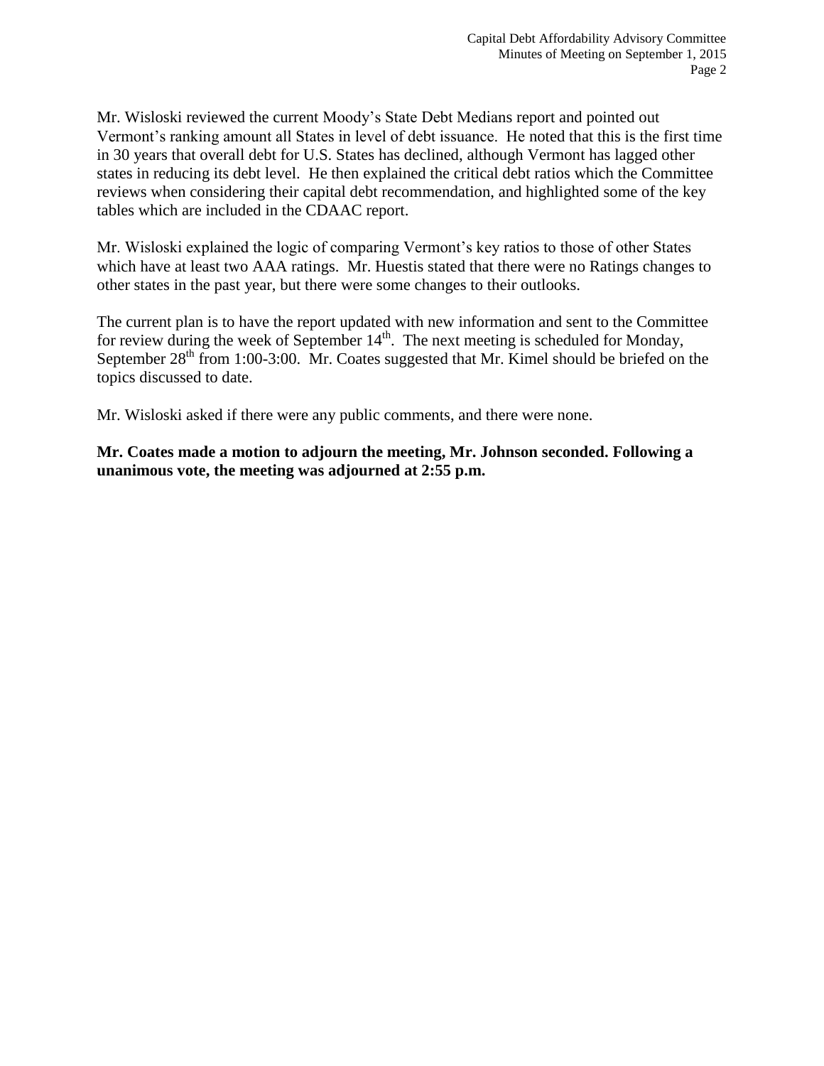Mr. Wisloski reviewed the current Moody's State Debt Medians report and pointed out Vermont's ranking amount all States in level of debt issuance. He noted that this is the first time in 30 years that overall debt for U.S. States has declined, although Vermont has lagged other states in reducing its debt level. He then explained the critical debt ratios which the Committee reviews when considering their capital debt recommendation, and highlighted some of the key tables which are included in the CDAAC report.

Mr. Wisloski explained the logic of comparing Vermont's key ratios to those of other States which have at least two AAA ratings. Mr. Huestis stated that there were no Ratings changes to other states in the past year, but there were some changes to their outlooks.

The current plan is to have the report updated with new information and sent to the Committee for review during the week of September 14th. The next meeting is scheduled for Monday, September 28th from 1:00-3:00. Mr. Coates suggested that Mr. Kimel should be briefed on the topics discussed to date.

Mr. Wisloski asked if there were any public comments, and there were none.

**Mr. Coates made a motion to adjourn the meeting, Mr. Johnson seconded. Following a unanimous vote, the meeting was adjourned at 2:55 p.m.**